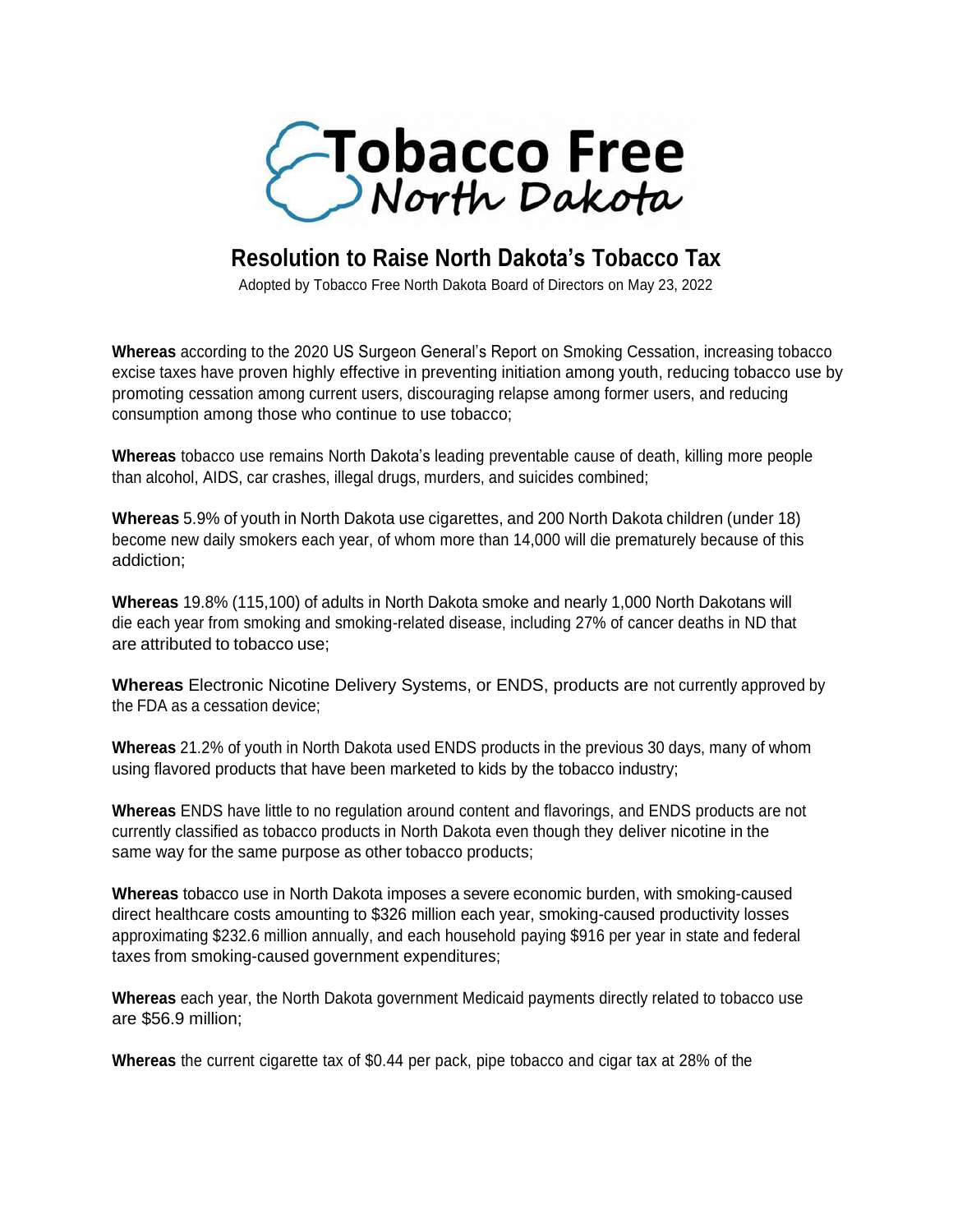Tobacco Free North Dakota

# Resolution to Raise North Dakota's Tobacco Tax

Adopted by Tobacco Free North Dakota Board of Directors on May 23, 2022

**Whereas** according to the 2020 US Surgeon General's Report on Smoking Cessation, increasing tobacco excise taxes have proven highly effective in preventing initiation among youth, reducing tobacco use by promoting cessation among current users, discouraging relapse among former users, and reducing consumption among those who continue to use tobacco;

**Whereas** tobacco use remains North Dakota's leading preventable cause of death, killing more people than alcohol, AIDS, car crashes, illegal drugs, murders, and suicides combined;

**Whereas** 5.9% of youth in North Dakota use cigarettes, and 200 North Dakota children (under 18) become new daily smokers each year, of whom more than 14,000 will die prematurely because of this addiction;

**Whereas** 19.8% (115,100) of adults in North Dakota smoke and nearly 1,000 North Dakotans will die each year from smoking and smoking-related disease, including 27% of cancer deaths in ND that are attributed to tobacco use;

**Whereas** Electronic Nicotine Delivery Systems, or ENDS, products are not currently approved by the FDA as a cessation device;

**Whereas** 21.2% of youth in North Dakota used ENDS products in the previous 30 days, many of whom using flavored products that have been marketed to kids by the tobacco industry;

**Whereas** ENDS have little to no regulation around content and flavorings, and ENDS products are not currently classified as tobacco products in North Dakota even though they deliver nicotine in the same way for the same purpose as other tobacco products;

**Whereas** tobacco use in North Dakota imposes a severe economic burden, with smoking-caused direct healthcare costs amounting to $326 million each year, smoking-caused productivity losses approximating $232.6 million annually, and each household paying $916 per year in state and federal taxes from smoking-caused government expenditures;

**Whereas** each year, the North Dakota government Medicaid payments directly related to tobacco use are $56.9 million;

**Whereas** the current cigarette tax of $0.44 per pack, pipe tobacco and cigar tax at 28% of the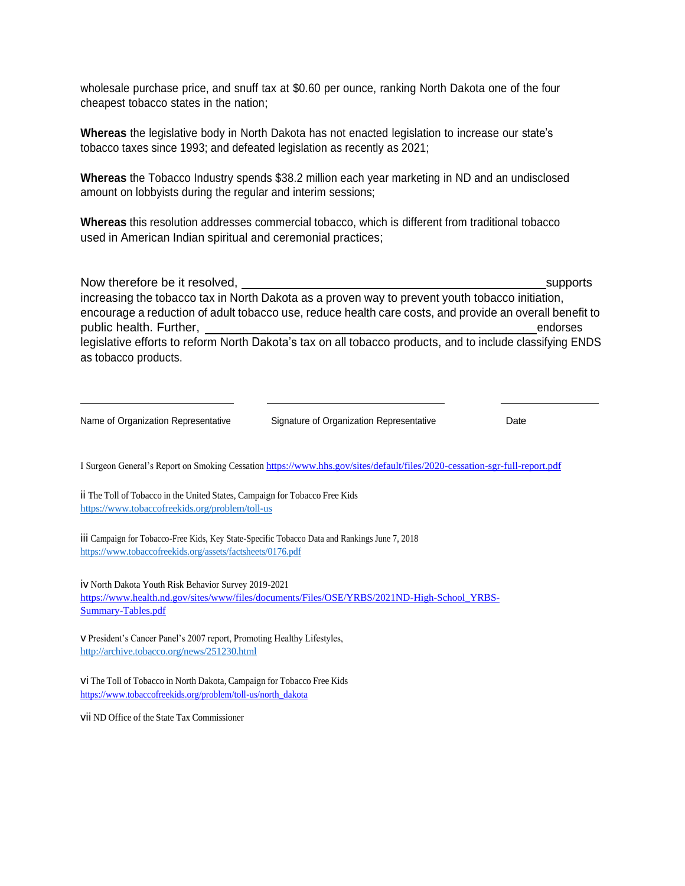wholesale purchase price, and snuff tax at $0.60 per ounce, ranking North Dakota one of the four cheapest tobacco states in the nation;

**Whereas** the legislative body in North Dakota has not enacted legislation to increase our state's tobacco taxes since 1993; and defeated legislation as recently as 2021;

**Whereas** the Tobacco Industry spends $38.2 million each year marketing in ND and an undisclosed amount on lobbyists during the regular and interim sessions;

**Whereas** this resolution addresses commercial tobacco, which is different from traditional tobacco used in American Indian spiritual and ceremonial practices;

Now therefore be it resolved, ______________________________________________ supports increasing the tobacco tax in North Dakota as a proven way to prevent youth tobacco initiation, encourage a reduction of adult tobacco use, reduce health care costs, and provide an overall benefit to public health. Further, ______________________________________________ endorses legislative efforts to reform North Dakota's tax on all tobacco products, and to include classifying ENDS as tobacco products.

| | | |
|---|---|---|
| ________________________ | ____________________________ | _______________ |
| Name of Organization Representative | Signature of Organization Representative | Date |

I Surgeon General's Report on Smoking Cessation https://www.hhs.gov/sites/default/files/2020-cessation-sgr-full-report.pdf

ii The Toll of Tobacco in the United States, Campaign for Tobacco Free Kids https://www.tobaccofreekids.org/problem/toll-us

iii Campaign for Tobacco-Free Kids, Key State-Specific Tobacco Data and Rankings June 7, 2018 https://www.tobaccofreekids.org/assets/factsheets/0176.pdf

iv North Dakota Youth Risk Behavior Survey 2019-2021 https://www.health.nd.gov/sites/www/files/documents/Files/OSE/YRBS/2021ND-High-School_YRBS-Summary-Tables.pdf

v President's Cancer Panel's 2007 report, Promoting Healthy Lifestyles, http://archive.tobacco.org/news/251230.html

vi The Toll of Tobacco in North Dakota, Campaign for Tobacco Free Kids https://www.tobaccofreekids.org/problem/toll-us/north_dakota

vii ND Office of the State Tax Commissioner